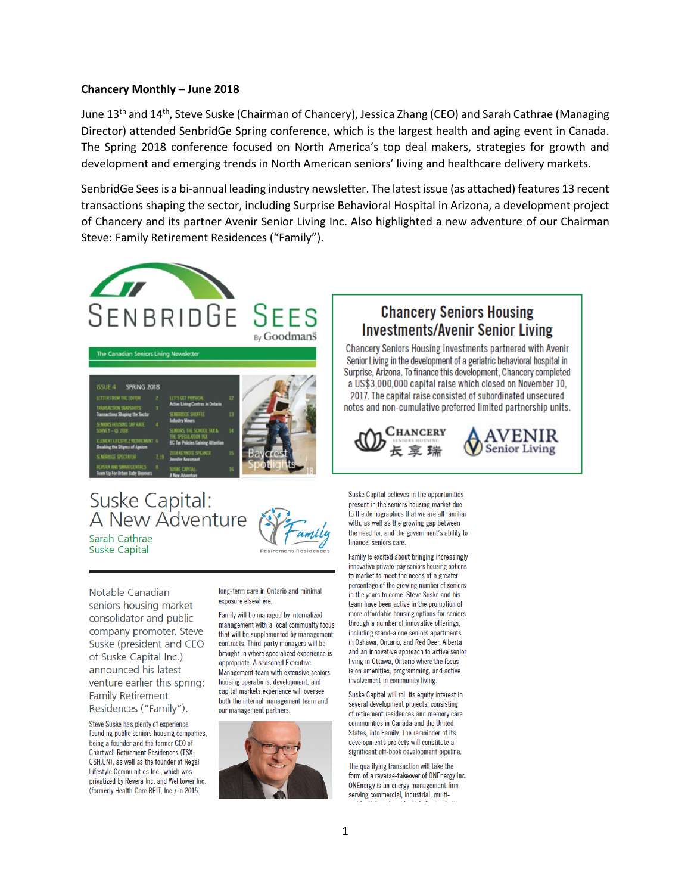**Chancery Monthly – June 2018**

June 13th and 14th, Steve Suske (Chairman of Chancery), Jessica Zhang (CEO) and Sarah Cathrae (Managing Director) attended SenbridGe Spring conference, which is the largest health and aging event in Canada. The Spring 2018 conference focused on North America's top deal makers, strategies for growth and development and emerging trends in North American seniors' living and healthcare delivery markets.

SenbridGe Sees is a bi-annual leading industry newsletter. The latest issue (as attached) features 13 recent transactions shaping the sector, including Surprise Behavioral Hospital in Arizona, a development project of Chancery and its partner Avenir Senior Living Inc. Also highlighted a new adventure of our Chairman Steve: Family Retirement Residences ("Family").

SENBRIDGE SEES By Goodmans

The Canadian Seniors Living Newsletter

ISSUE 4 SPRING 2018

| | | | |
|---|---|---|---|
| LETTER FROM THE EDITOR | 2 | LET'S GET PHYSICAL Active Living Centres in Ontario | 12 |
| TRANSACTION SNAPSHOTS Transactions Shaping the Sector | 3 | SENBRIDGE SHUFFLE Industry Moves | 13 |
| SENIORS HOUSING CAP RATE SURVEY – Q1 2018 | 4 | SENIORS, THE SCHOOL TAX & THE SPECULATION TAX BC Tax Policies Gaining Attention | 14 |
| ELEMENT LIFESTYLE RETIREMENT Breaking the Stigma of Ageism | 6 | 2018 KEYNOTE SPEAKER Jennifer Keesmaat | 15 |
| SENBRIDGE SPECTATOR | 7, 19 | SUSKE CAPITAL A New Adventure | 16 |
| REVERA AND SMARTCENTRES Team Up For Urban Baby Boomers | 8 | | |

Baycrest Spotlights 18

## Chancery Seniors Housing Investments/Avenir Senior Living

Chancery Seniors Housing Investments partnered with Avenir Senior Living in the development of a geriatric behavioral hospital in Surprise, Arizona. To finance this development, Chancery completed a US$3,000,000 capital raise which closed on November 10, 2017. The capital raise consisted of subordinated unsecured notes and non-cumulative preferred limited partnership units.

CHANCERY SENIORS HOUSING 長享瑞 | AVENIR Senior Living

## Suske Capital: A New Adventure

Sarah Cathrae
Suske Capital

Family Retirement Residences

Notable Canadian seniors housing market consolidator and public company promoter, Steve Suske (president and CEO of Suske Capital Inc.) announced his latest venture earlier this spring: Family Retirement Residences ("Family").

Steve Suske has plenty of experience founding public seniors housing companies, being a founder and the former CEO of Chartwell Retirement Residences (TSX: CSH.UN), as well as the founder of Regal Lifestyle Communities Inc., which was privatized by Revera Inc. and Welltower Inc. (formerly Health Care REIT, Inc.) in 2015.

long-term care in Ontario and minimal exposure elsewhere.

Family will be managed by internalized management with a local community focus that will be supplemented by management contracts. Third-party managers will be brought in where specialized experience is appropriate. A seasoned Executive Management team with extensive seniors housing operations, development, and capital markets experience will oversee both the internal management team and our management partners.

Suske Capital believes in the opportunities present in the seniors housing market due to the demographics that we are all familiar with, as well as the growing gap between the need for, and the government's ability to finance, seniors care.

Family is excited about bringing increasingly innovative private-pay seniors housing options to market to meet the needs of a greater percentage of the growing number of seniors in the years to come. Steve Suske and his team have been active in the promotion of more affordable housing options for seniors through a number of innovative offerings, including stand-alone seniors apartments in Oshawa, Ontario, and Red Deer, Alberta and an innovative approach to active senior living in Ottawa, Ontario where the focus is on amenities, programming, and active involvement in community living.

Suske Capital will roll its equity interest in several development projects, consisting of retirement residences and memory care communities in Canada and the United States, into Family. The remainder of its developments projects will constitute a significant off-book development pipeline.

The qualifying transaction will take the form of a reverse-takeover of ONEnergy Inc. ONEnergy is an energy management firm serving commercial, industrial, multi-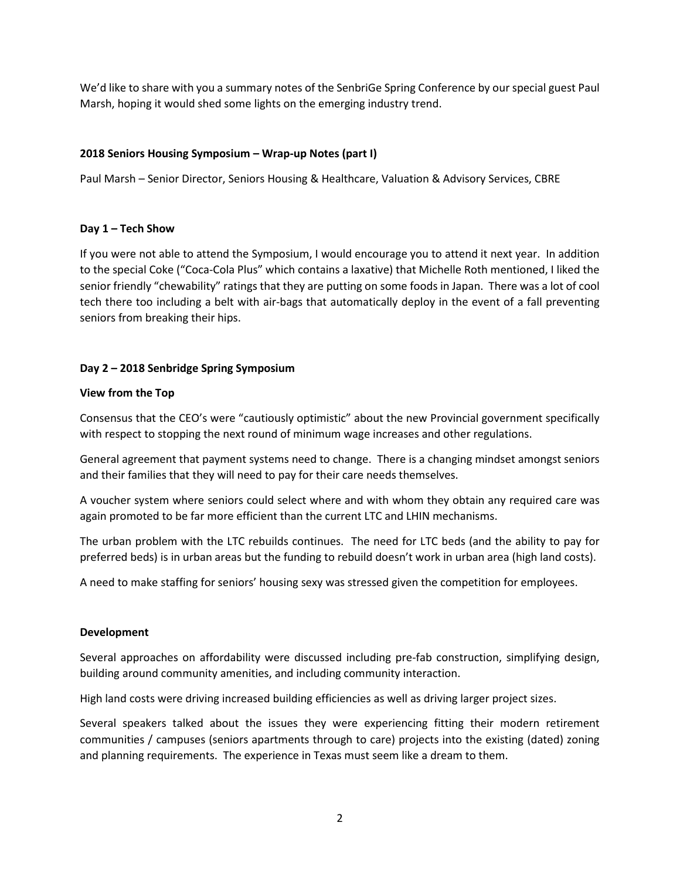We'd like to share with you a summary notes of the SenbriGe Spring Conference by our special guest Paul Marsh, hoping it would shed some lights on the emerging industry trend.

**2018 Seniors Housing Symposium – Wrap-up Notes (part I)**

Paul Marsh – Senior Director, Seniors Housing & Healthcare, Valuation & Advisory Services, CBRE

**Day 1 – Tech Show**

If you were not able to attend the Symposium, I would encourage you to attend it next year. In addition to the special Coke ("Coca-Cola Plus" which contains a laxative) that Michelle Roth mentioned, I liked the senior friendly "chewability" ratings that they are putting on some foods in Japan. There was a lot of cool tech there too including a belt with air-bags that automatically deploy in the event of a fall preventing seniors from breaking their hips.

**Day 2 – 2018 Senbridge Spring Symposium**

**View from the Top**

Consensus that the CEO's were "cautiously optimistic" about the new Provincial government specifically with respect to stopping the next round of minimum wage increases and other regulations.

General agreement that payment systems need to change. There is a changing mindset amongst seniors and their families that they will need to pay for their care needs themselves.

A voucher system where seniors could select where and with whom they obtain any required care was again promoted to be far more efficient than the current LTC and LHIN mechanisms.

The urban problem with the LTC rebuilds continues. The need for LTC beds (and the ability to pay for preferred beds) is in urban areas but the funding to rebuild doesn't work in urban area (high land costs).

A need to make staffing for seniors' housing sexy was stressed given the competition for employees.

**Development**

Several approaches on affordability were discussed including pre-fab construction, simplifying design, building around community amenities, and including community interaction.

High land costs were driving increased building efficiencies as well as driving larger project sizes.

Several speakers talked about the issues they were experiencing fitting their modern retirement communities / campuses (seniors apartments through to care) projects into the existing (dated) zoning and planning requirements. The experience in Texas must seem like a dream to them.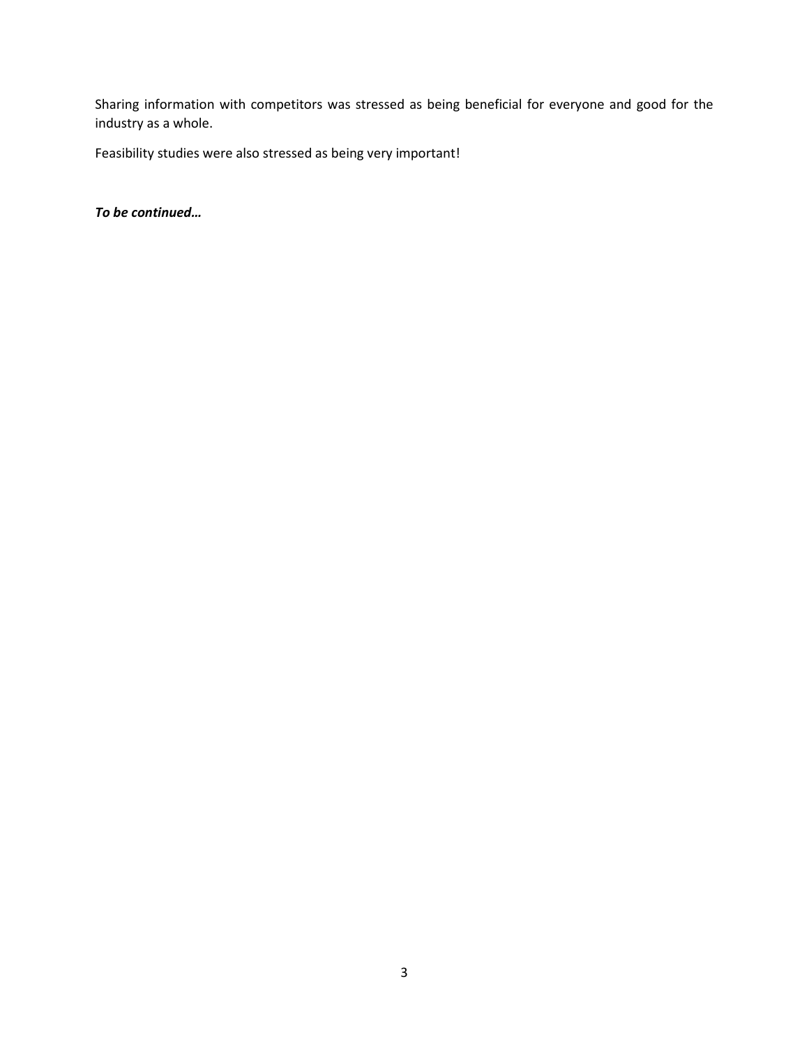Sharing information with competitors was stressed as being beneficial for everyone and good for the industry as a whole.

Feasibility studies were also stressed as being very important!

***To be continued…***